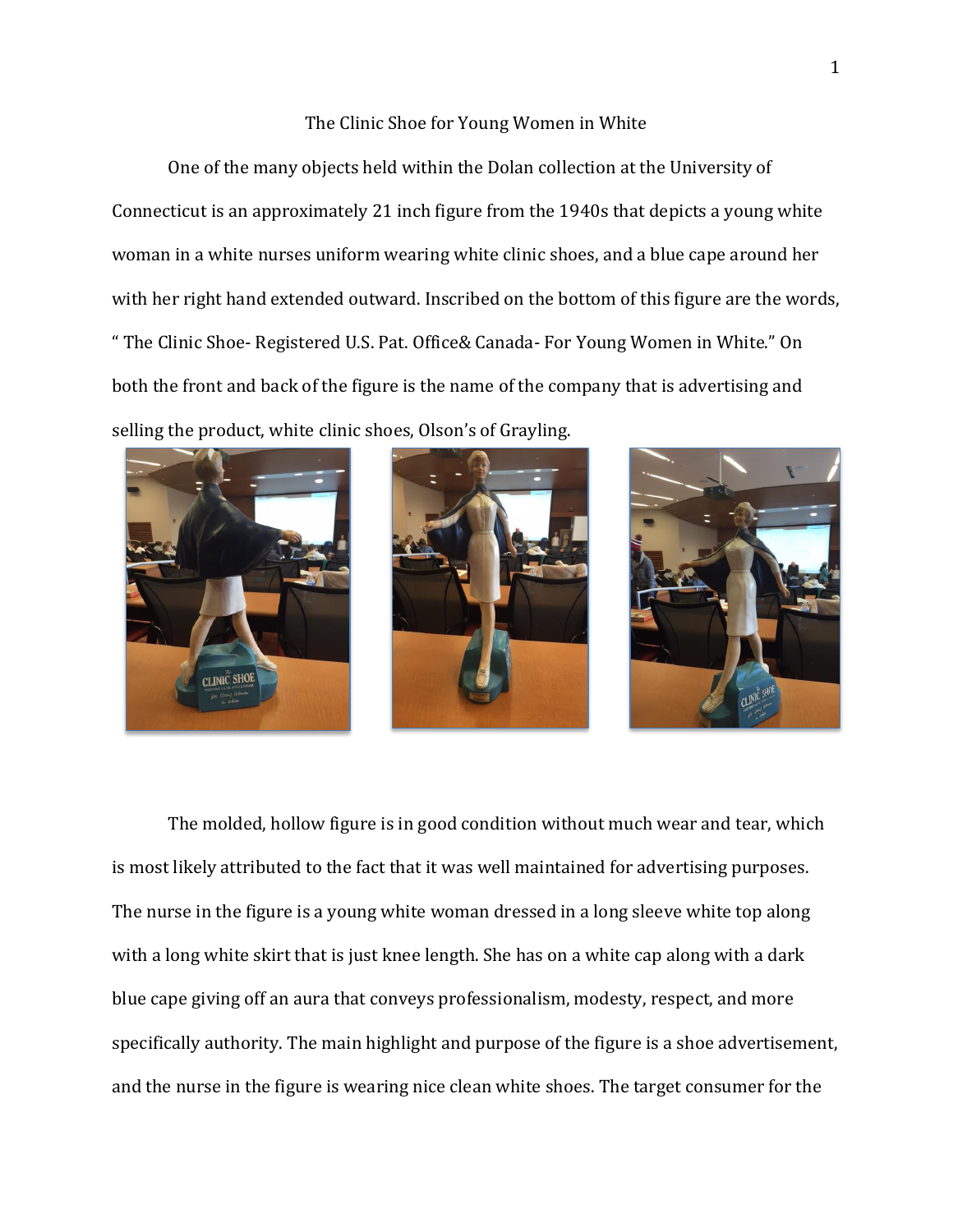# The Clinic Shoe for Young Women in White

One of the many objects held within the Dolan collection at the University of Connecticut is an approximately 21 inch figure from the 1940s that depicts a young white woman in a white nurses uniform wearing white clinic shoes, and a blue cape around her with her right hand extended outward. Inscribed on the bottom of this figure are the words, " The Clinic Shoe- Registered U.S. Pat. Office& Canada- For Young Women in White." On both the front and back of the figure is the name of the company that is advertising and selling the product, white clinic shoes, Olson's of Grayling.

The molded, hollow figure is in good condition without much wear and tear, which is most likely attributed to the fact that it was well maintained for advertising purposes. The nurse in the figure is a young white woman dressed in a long sleeve white top along with a long white skirt that is just knee length. She has on a white cap along with a dark blue cape giving off an aura that conveys professionalism, modesty, respect, and more specifically authority. The main highlight and purpose of the figure is a shoe advertisement, and the nurse in the figure is wearing nice clean white shoes. The target consumer for the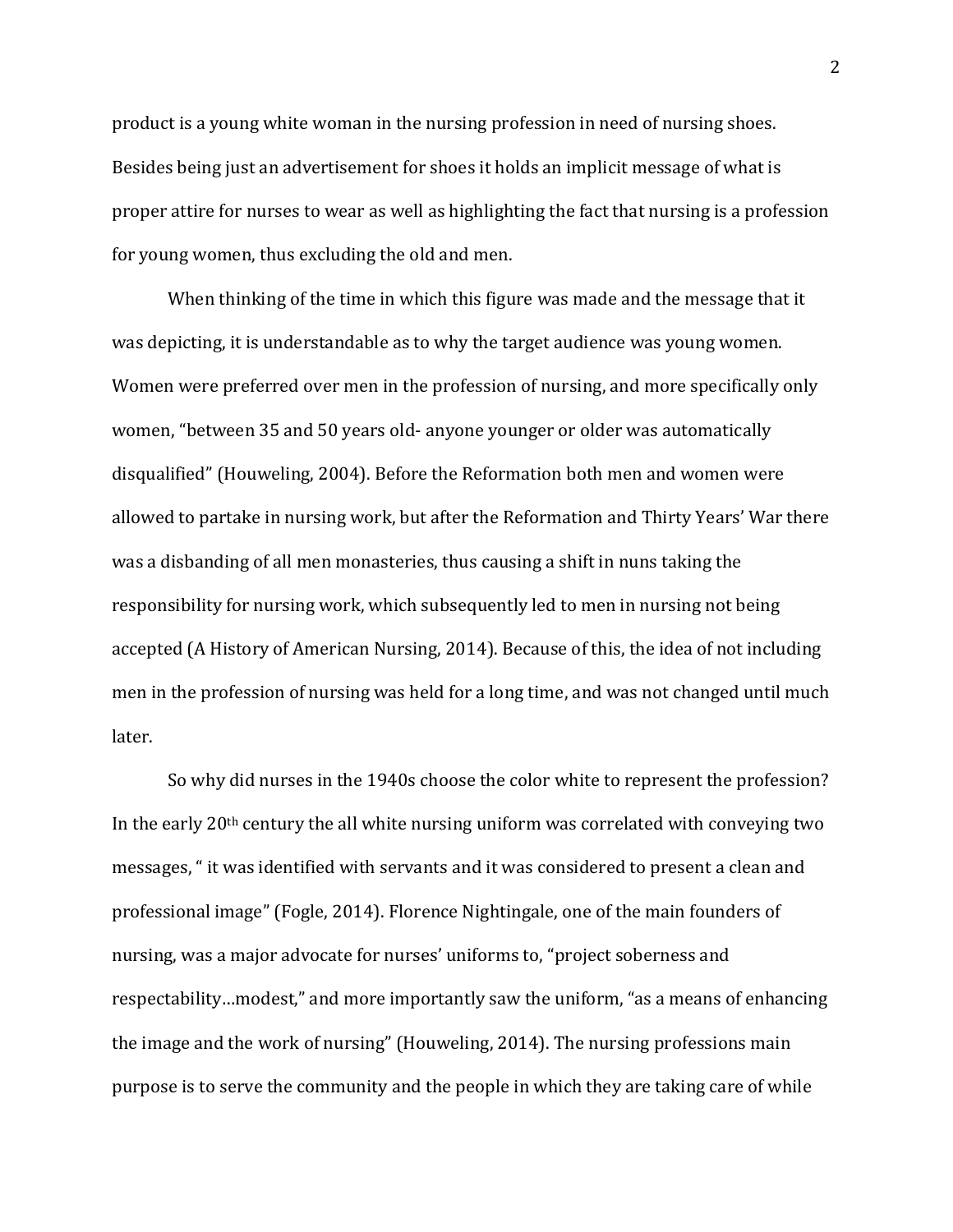product is a young white woman in the nursing profession in need of nursing shoes. Besides being just an advertisement for shoes it holds an implicit message of what is proper attire for nurses to wear as well as highlighting the fact that nursing is a profession for young women, thus excluding the old and men.

When thinking of the time in which this figure was made and the message that it was depicting, it is understandable as to why the target audience was young women. Women were preferred over men in the profession of nursing, and more specifically only women, "between 35 and 50 years old- anyone younger or older was automatically disqualified" (Houweling, 2004). Before the Reformation both men and women were allowed to partake in nursing work, but after the Reformation and Thirty Years' War there was a disbanding of all men monasteries, thus causing a shift in nuns taking the responsibility for nursing work, which subsequently led to men in nursing not being accepted (A History of American Nursing, 2014). Because of this, the idea of not including men in the profession of nursing was held for a long time, and was not changed until much later.

So why did nurses in the 1940s choose the color white to represent the profession? In the early 20th century the all white nursing uniform was correlated with conveying two messages, " it was identified with servants and it was considered to present a clean and professional image" (Fogle, 2014). Florence Nightingale, one of the main founders of nursing, was a major advocate for nurses' uniforms to, "project soberness and respectability…modest," and more importantly saw the uniform, "as a means of enhancing the image and the work of nursing" (Houweling, 2014). The nursing professions main purpose is to serve the community and the people in which they are taking care of while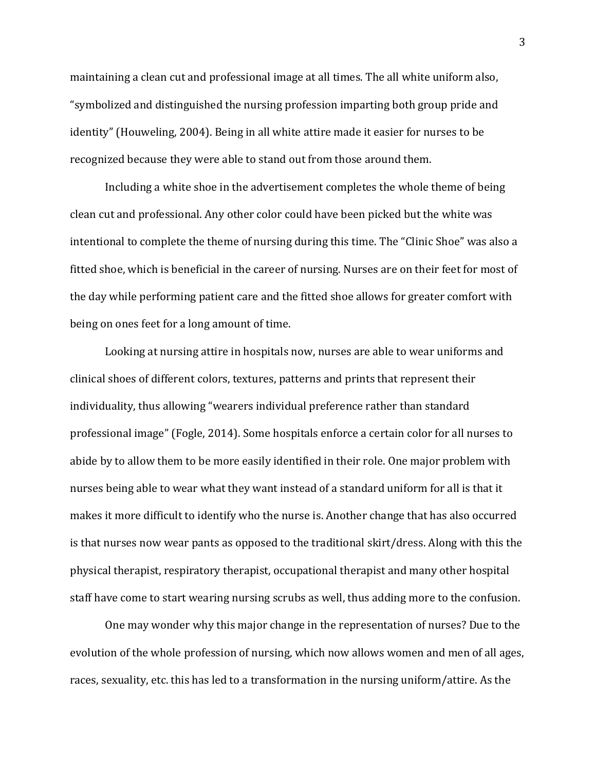maintaining a clean cut and professional image at all times. The all white uniform also, “symbolized and distinguished the nursing profession imparting both group pride and identity” (Houweling, 2004). Being in all white attire made it easier for nurses to be recognized because they were able to stand out from those around them.

Including a white shoe in the advertisement completes the whole theme of being clean cut and professional. Any other color could have been picked but the white was intentional to complete the theme of nursing during this time. The “Clinic Shoe” was also a fitted shoe, which is beneficial in the career of nursing. Nurses are on their feet for most of the day while performing patient care and the fitted shoe allows for greater comfort with being on ones feet for a long amount of time.

Looking at nursing attire in hospitals now, nurses are able to wear uniforms and clinical shoes of different colors, textures, patterns and prints that represent their individuality, thus allowing “wearers individual preference rather than standard professional image” (Fogle, 2014). Some hospitals enforce a certain color for all nurses to abide by to allow them to be more easily identified in their role. One major problem with nurses being able to wear what they want instead of a standard uniform for all is that it makes it more difficult to identify who the nurse is. Another change that has also occurred is that nurses now wear pants as opposed to the traditional skirt/dress. Along with this the physical therapist, respiratory therapist, occupational therapist and many other hospital staff have come to start wearing nursing scrubs as well, thus adding more to the confusion.

One may wonder why this major change in the representation of nurses? Due to the evolution of the whole profession of nursing, which now allows women and men of all ages, races, sexuality, etc. this has led to a transformation in the nursing uniform/attire. As the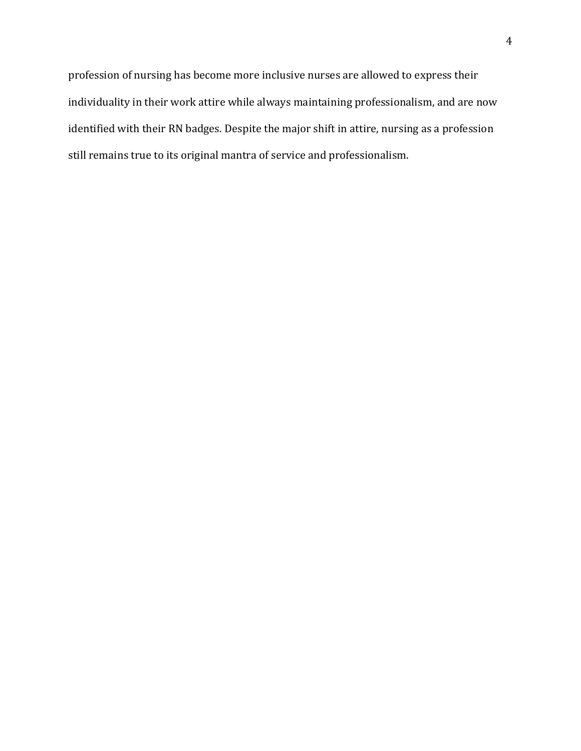profession of nursing has become more inclusive nurses are allowed to express their individuality in their work attire while always maintaining professionalism, and are now identified with their RN badges. Despite the major shift in attire, nursing as a profession still remains true to its original mantra of service and professionalism.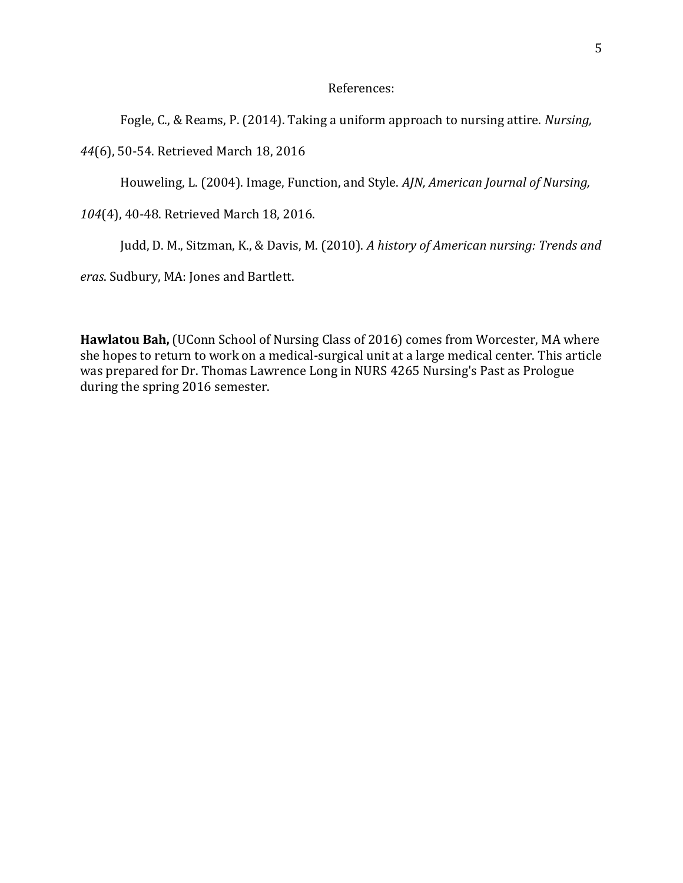## References:

Fogle, C., & Reams, P. (2014). Taking a uniform approach to nursing attire. *Nursing, 44*(6), 50-54. Retrieved March 18, 2016

Houweling, L. (2004). Image, Function, and Style. *AJN, American Journal of Nursing, 104*(4), 40-48. Retrieved March 18, 2016.

Judd, D. M., Sitzman, K., & Davis, M. (2010). *A history of American nursing: Trends and eras*. Sudbury, MA: Jones and Bartlett.

**Hawlatou Bah,** (UConn School of Nursing Class of 2016) comes from Worcester, MA where she hopes to return to work on a medical-surgical unit at a large medical center. This article was prepared for Dr. Thomas Lawrence Long in NURS 4265 Nursing's Past as Prologue during the spring 2016 semester.